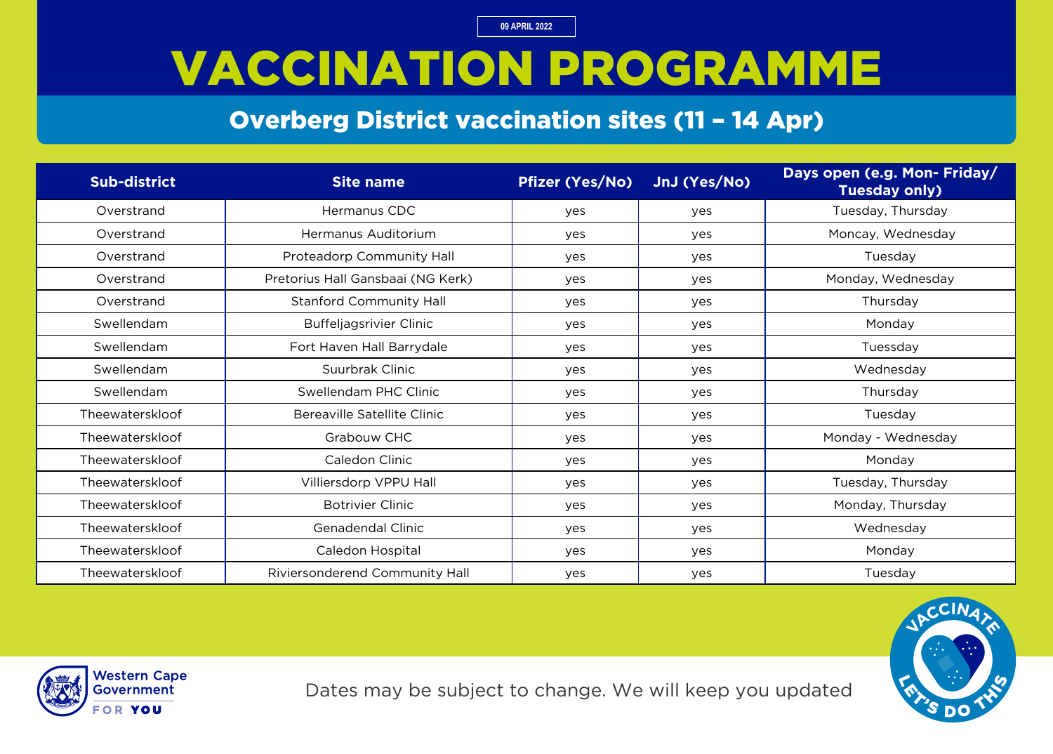09 APRIL 2022

# VACCINATION PROGRAMME

## Overberg District vaccination sites (11 – 14 Apr)

| Sub-district | Site name | Pfizer (Yes/No) | JnJ (Yes/No) | Days open (e.g. Mon- Friday/ Tuesday only) |
|---|---|---|---|---|
| Overstrand | Hermanus CDC | yes | yes | Tuesday, Thursday |
| Overstrand | Hermanus Auditorium | yes | yes | Moncay, Wednesday |
| Overstrand | Proteadorp Community Hall | yes | yes | Tuesday |
| Overstrand | Pretorius Hall Gansbaai (NG Kerk) | yes | yes | Monday, Wednesday |
| Overstrand | Stanford Community Hall | yes | yes | Thursday |
| Swellendam | Buffeljagsrivier Clinic | yes | yes | Monday |
| Swellendam | Fort Haven Hall Barrydale | yes | yes | Tuessday |
| Swellendam | Suurbrak Clinic | yes | yes | Wednesday |
| Swellendam | Swellendam PHC Clinic | yes | yes | Thursday |
| Theewaterskloof | Bereaville Satellite Clinic | yes | yes | Tuesday |
| Theewaterskloof | Grabouw CHC | yes | yes | Monday - Wednesday |
| Theewaterskloof | Caledon Clinic | yes | yes | Monday |
| Theewaterskloof | Villiersdorp VPPU Hall | yes | yes | Tuesday, Thursday |
| Theewaterskloof | Botrivier Clinic | yes | yes | Monday, Thursday |
| Theewaterskloof | Genadendal Clinic | yes | yes | Wednesday |
| Theewaterskloof | Caledon Hospital | yes | yes | Monday |
| Theewaterskloof | Riviersonderend Community Hall | yes | yes | Tuesday |

Western Cape Government FOR YOU

Dates may be subject to change. We will keep you updated

VACCINATE LET'S DO THIS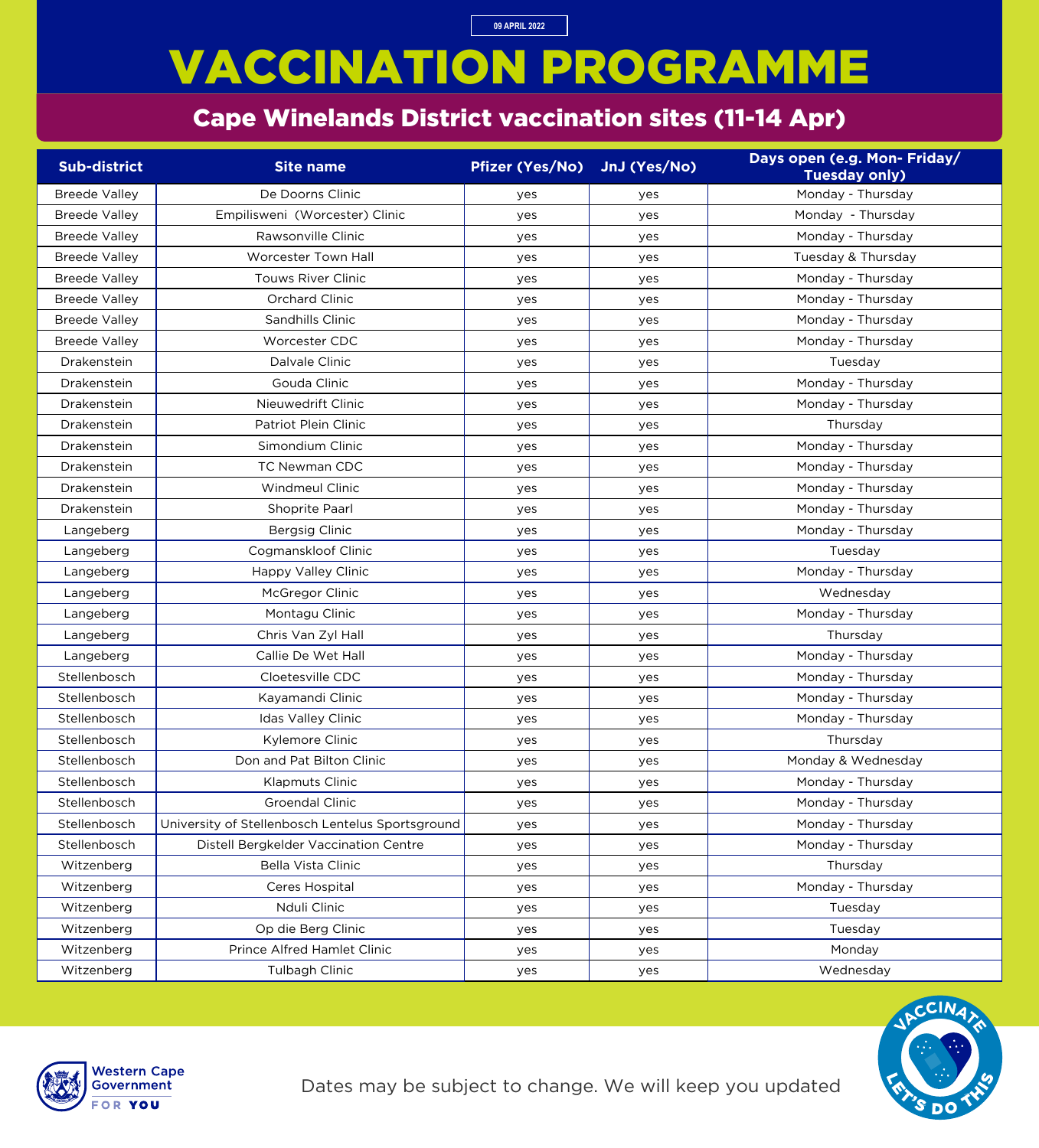09 APRIL 2022

# VACCINATION PROGRAMME

## Cape Winelands District vaccination sites (11-14 Apr)

| Sub-district | Site name | Pfizer (Yes/No) | JnJ (Yes/No) | Days open (e.g. Mon- Friday/ Tuesday only) |
|---|---|---|---|---|
| Breede Valley | De Doorns Clinic | yes | yes | Monday - Thursday |
| Breede Valley | Empilisweni (Worcester) Clinic | yes | yes | Monday - Thursday |
| Breede Valley | Rawsonville Clinic | yes | yes | Monday - Thursday |
| Breede Valley | Worcester Town Hall | yes | yes | Tuesday & Thursday |
| Breede Valley | Touws River Clinic | yes | yes | Monday - Thursday |
| Breede Valley | Orchard Clinic | yes | yes | Monday - Thursday |
| Breede Valley | Sandhills Clinic | yes | yes | Monday - Thursday |
| Breede Valley | Worcester CDC | yes | yes | Monday - Thursday |
| Drakenstein | Dalvale Clinic | yes | yes | Tuesday |
| Drakenstein | Gouda Clinic | yes | yes | Monday - Thursday |
| Drakenstein | Nieuwedrift Clinic | yes | yes | Monday - Thursday |
| Drakenstein | Patriot Plein Clinic | yes | yes | Thursday |
| Drakenstein | Simondium Clinic | yes | yes | Monday - Thursday |
| Drakenstein | TC Newman CDC | yes | yes | Monday - Thursday |
| Drakenstein | Windmeul Clinic | yes | yes | Monday - Thursday |
| Drakenstein | Shoprite Paarl | yes | yes | Monday - Thursday |
| Langeberg | Bergsig Clinic | yes | yes | Monday - Thursday |
| Langeberg | Cogmanskloof Clinic | yes | yes | Tuesday |
| Langeberg | Happy Valley Clinic | yes | yes | Monday - Thursday |
| Langeberg | McGregor Clinic | yes | yes | Wednesday |
| Langeberg | Montagu Clinic | yes | yes | Monday - Thursday |
| Langeberg | Chris Van Zyl Hall | yes | yes | Thursday |
| Langeberg | Callie De Wet Hall | yes | yes | Monday - Thursday |
| Stellenbosch | Cloetesville CDC | yes | yes | Monday - Thursday |
| Stellenbosch | Kayamandi Clinic | yes | yes | Monday - Thursday |
| Stellenbosch | Idas Valley Clinic | yes | yes | Monday - Thursday |
| Stellenbosch | Kylemore Clinic | yes | yes | Thursday |
| Stellenbosch | Don and Pat Bilton Clinic | yes | yes | Monday & Wednesday |
| Stellenbosch | Klapmuts Clinic | yes | yes | Monday - Thursday |
| Stellenbosch | Groendal Clinic | yes | yes | Monday - Thursday |
| Stellenbosch | University of Stellenbosch Lentelus Sportsground | yes | yes | Monday - Thursday |
| Stellenbosch | Distell Bergkelder Vaccination Centre | yes | yes | Monday - Thursday |
| Witzenberg | Bella Vista Clinic | yes | yes | Thursday |
| Witzenberg | Ceres Hospital | yes | yes | Monday - Thursday |
| Witzenberg | Nduli Clinic | yes | yes | Tuesday |
| Witzenberg | Op die Berg Clinic | yes | yes | Tuesday |
| Witzenberg | Prince Alfred Hamlet Clinic | yes | yes | Monday |
| Witzenberg | Tulbagh Clinic | yes | yes | Wednesday |

Western Cape Government FOR YOU

Dates may be subject to change. We will keep you updated

VACCINATE LET'S DO THIS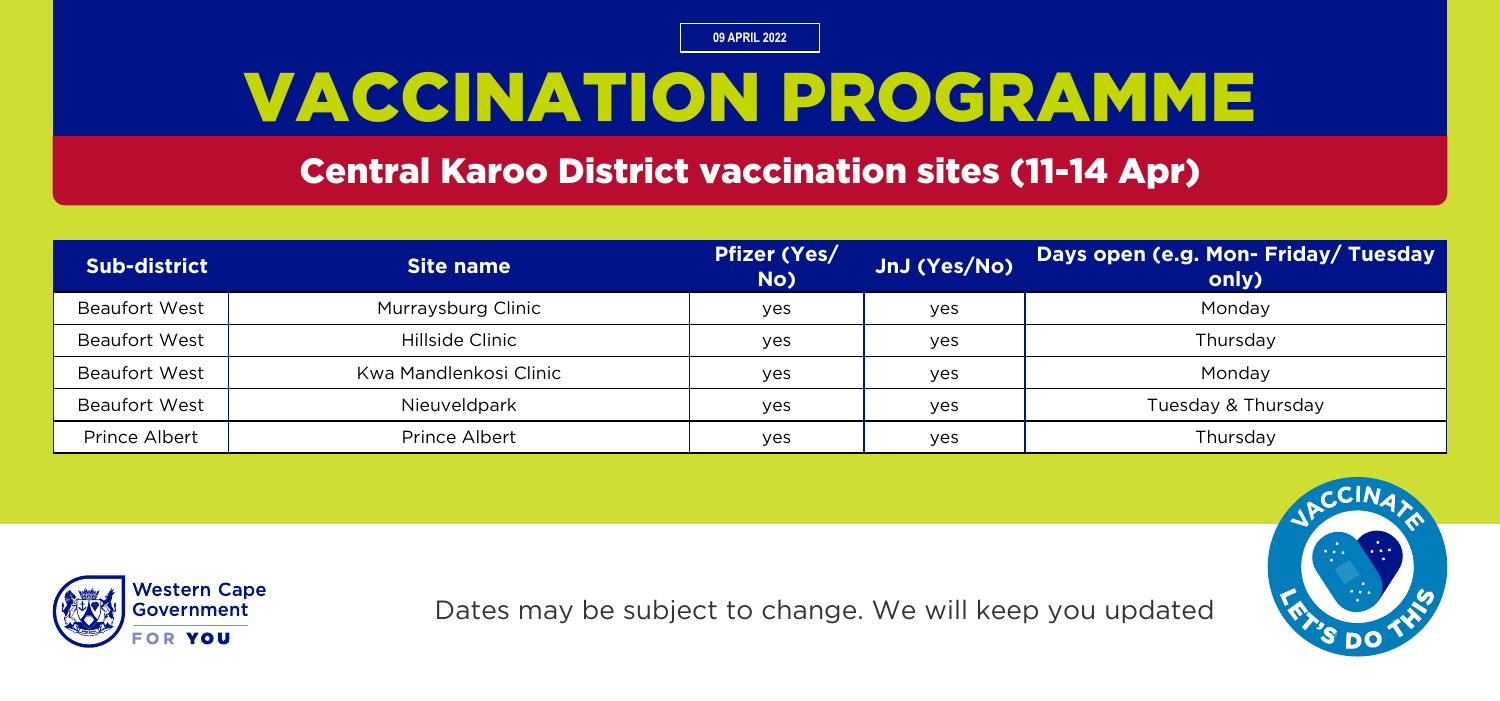09 APRIL 2022

# VACCINATION PROGRAMME

## Central Karoo District vaccination sites (11-14 Apr)

| Sub-district | Site name | Pfizer (Yes/No) | JnJ (Yes/No) | Days open (e.g. Mon- Friday/ Tuesday only) |
|---|---|---|---|---|
| Beaufort West | Murraysburg Clinic | yes | yes | Monday |
| Beaufort West | Hillside Clinic | yes | yes | Thursday |
| Beaufort West | Kwa Mandlenkosi Clinic | yes | yes | Monday |
| Beaufort West | Nieuveldpark | yes | yes | Tuesday & Thursday |
| Prince Albert | Prince Albert | yes | yes | Thursday |

Western Cape Government FOR YOU

Dates may be subject to change. We will keep you updated

VACCINATE LET'S DO THIS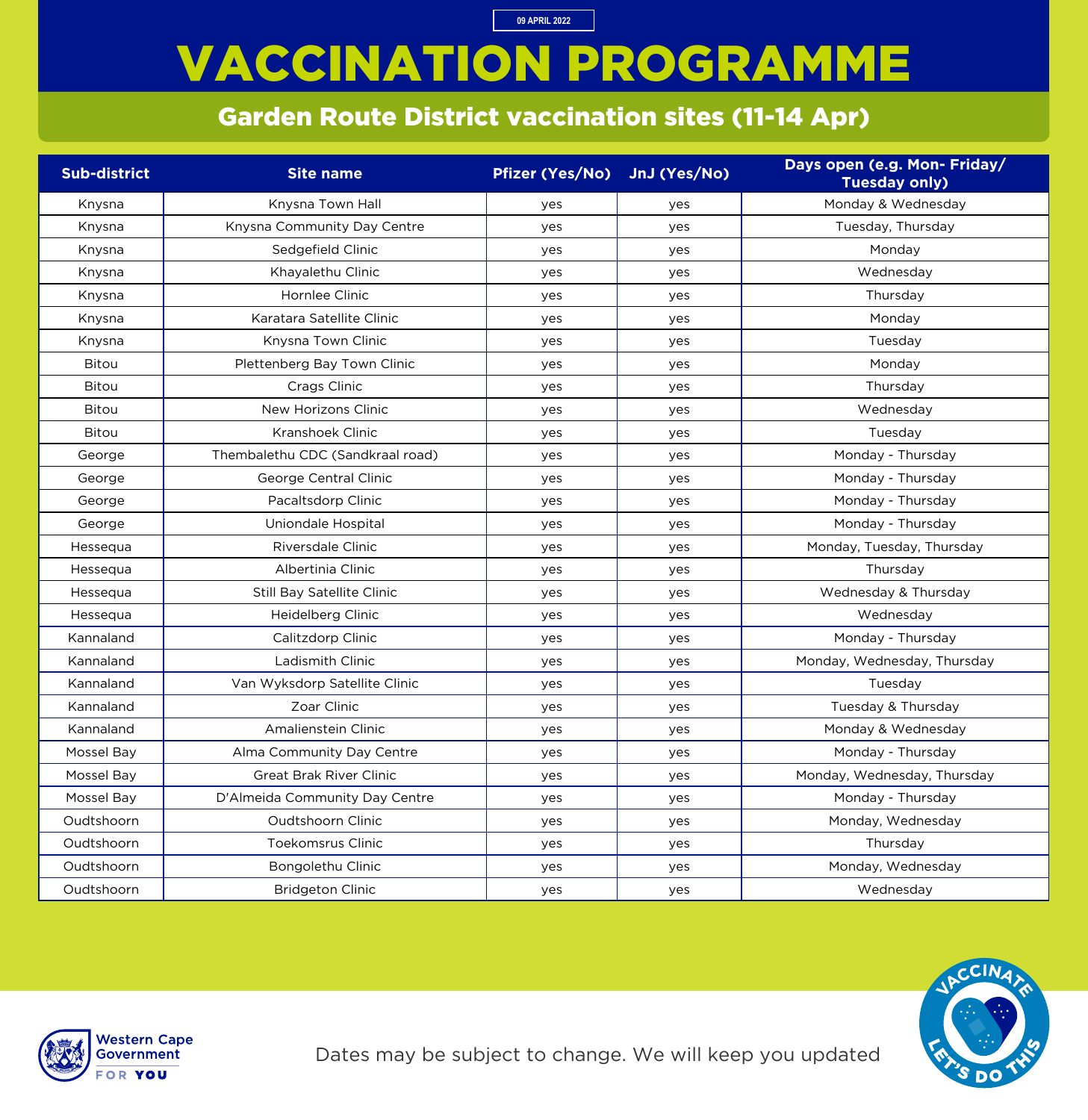09 APRIL 2022

# VACCINATION PROGRAMME

## Garden Route District vaccination sites (11-14 Apr)

| Sub-district | Site name | Pfizer (Yes/No) | JnJ (Yes/No) | Days open (e.g. Mon- Friday/ Tuesday only) |
|---|---|---|---|---|
| Knysna | Knysna Town Hall | yes | yes | Monday & Wednesday |
| Knysna | Knysna Community Day Centre | yes | yes | Tuesday, Thursday |
| Knysna | Sedgefield Clinic | yes | yes | Monday |
| Knysna | Khayalethu Clinic | yes | yes | Wednesday |
| Knysna | Hornlee Clinic | yes | yes | Thursday |
| Knysna | Karatara Satellite Clinic | yes | yes | Monday |
| Knysna | Knysna Town Clinic | yes | yes | Tuesday |
| Bitou | Plettenberg Bay Town Clinic | yes | yes | Monday |
| Bitou | Crags Clinic | yes | yes | Thursday |
| Bitou | New Horizons Clinic | yes | yes | Wednesday |
| Bitou | Kranshoek Clinic | yes | yes | Tuesday |
| George | Thembalethu CDC (Sandkraal road) | yes | yes | Monday - Thursday |
| George | George Central Clinic | yes | yes | Monday - Thursday |
| George | Pacaltsdorp Clinic | yes | yes | Monday - Thursday |
| George | Uniondale Hospital | yes | yes | Monday - Thursday |
| Hessequa | Riversdale Clinic | yes | yes | Monday, Tuesday, Thursday |
| Hessequa | Albertinia Clinic | yes | yes | Thursday |
| Hessequa | Still Bay Satellite Clinic | yes | yes | Wednesday & Thursday |
| Hessequa | Heidelberg Clinic | yes | yes | Wednesday |
| Kannaland | Calitzdorp Clinic | yes | yes | Monday - Thursday |
| Kannaland | Ladismith Clinic | yes | yes | Monday, Wednesday, Thursday |
| Kannaland | Van Wyksdorp Satellite Clinic | yes | yes | Tuesday |
| Kannaland | Zoar Clinic | yes | yes | Tuesday & Thursday |
| Kannaland | Amalienstein Clinic | yes | yes | Monday & Wednesday |
| Mossel Bay | Alma Community Day Centre | yes | yes | Monday - Thursday |
| Mossel Bay | Great Brak River Clinic | yes | yes | Monday, Wednesday, Thursday |
| Mossel Bay | D'Almeida Community Day Centre | yes | yes | Monday - Thursday |
| Oudtshoorn | Oudtshoorn Clinic | yes | yes | Monday, Wednesday |
| Oudtshoorn | Toekomsrus Clinic | yes | yes | Thursday |
| Oudtshoorn | Bongolethu Clinic | yes | yes | Monday, Wednesday |
| Oudtshoorn | Bridgeton Clinic | yes | yes | Wednesday |

Western Cape Government FOR YOU

Dates may be subject to change. We will keep you updated

VACCINATE LET'S DO THIS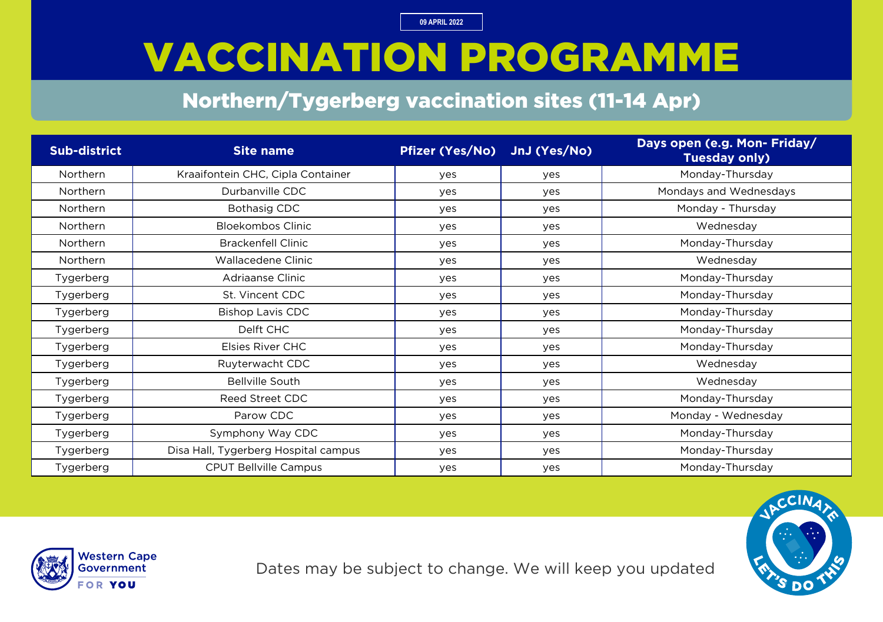09 APRIL 2022

# VACCINATION PROGRAMME

## Northern/Tygerberg vaccination sites (11-14 Apr)

| Sub-district | Site name | Pfizer (Yes/No) | JnJ (Yes/No) | Days open (e.g. Mon- Friday/ Tuesday only) |
|---|---|---|---|---|
| Northern | Kraaifontein CHC, Cipla Container | yes | yes | Monday-Thursday |
| Northern | Durbanville CDC | yes | yes | Mondays and Wednesdays |
| Northern | Bothasig CDC | yes | yes | Monday - Thursday |
| Northern | Bloekombos Clinic | yes | yes | Wednesday |
| Northern | Brackenfell Clinic | yes | yes | Monday-Thursday |
| Northern | Wallacedene Clinic | yes | yes | Wednesday |
| Tygerberg | Adriaanse Clinic | yes | yes | Monday-Thursday |
| Tygerberg | St. Vincent CDC | yes | yes | Monday-Thursday |
| Tygerberg | Bishop Lavis CDC | yes | yes | Monday-Thursday |
| Tygerberg | Delft CHC | yes | yes | Monday-Thursday |
| Tygerberg | Elsies River CHC | yes | yes | Monday-Thursday |
| Tygerberg | Ruyterwacht CDC | yes | yes | Wednesday |
| Tygerberg | Bellville South | yes | yes | Wednesday |
| Tygerberg | Reed Street CDC | yes | yes | Monday-Thursday |
| Tygerberg | Parow CDC | yes | yes | Monday - Wednesday |
| Tygerberg | Symphony Way CDC | yes | yes | Monday-Thursday |
| Tygerberg | Disa Hall, Tygerberg Hospital campus | yes | yes | Monday-Thursday |
| Tygerberg | CPUT Bellville Campus | yes | yes | Monday-Thursday |

Western Cape Government FOR YOU

Dates may be subject to change. We will keep you updated

VACCINATE LET'S DO THIS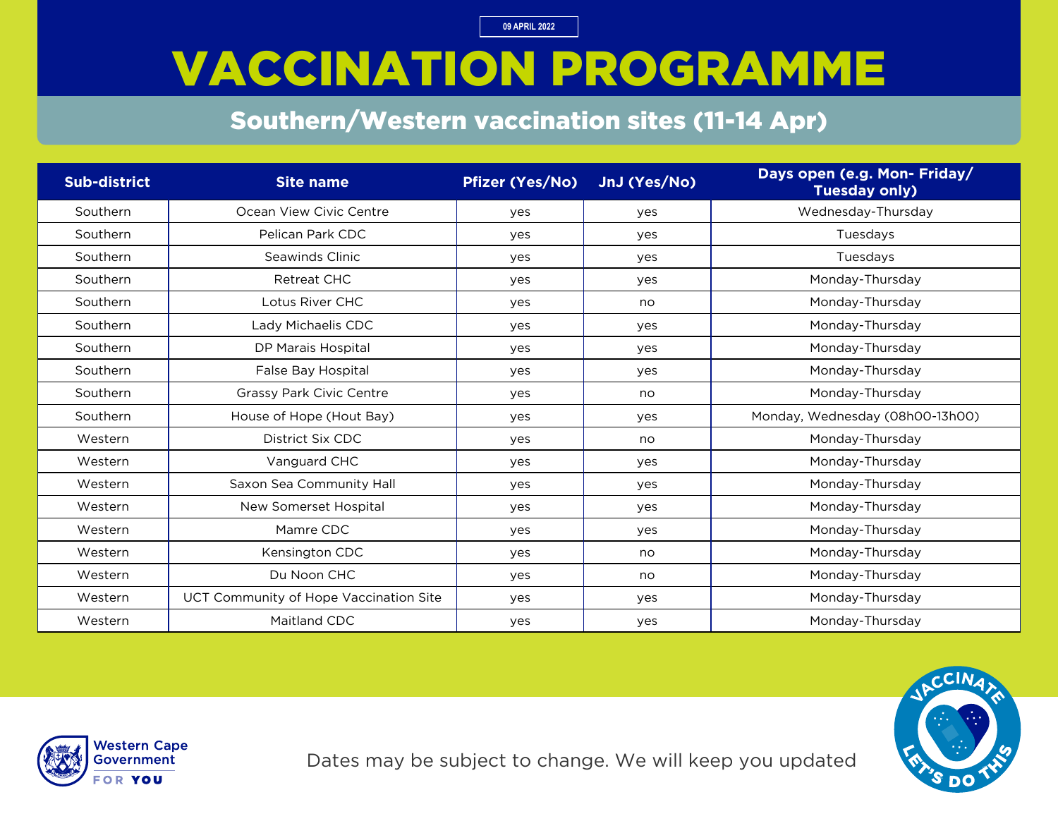09 APRIL 2022

# VACCINATION PROGRAMME

## Southern/Western vaccination sites (11-14 Apr)

| Sub-district | Site name | Pfizer (Yes/No) | JnJ (Yes/No) | Days open (e.g. Mon- Friday/ Tuesday only) |
|---|---|---|---|---|
| Southern | Ocean View Civic Centre | yes | yes | Wednesday-Thursday |
| Southern | Pelican Park CDC | yes | yes | Tuesdays |
| Southern | Seawinds Clinic | yes | yes | Tuesdays |
| Southern | Retreat CHC | yes | yes | Monday-Thursday |
| Southern | Lotus River CHC | yes | no | Monday-Thursday |
| Southern | Lady Michaelis CDC | yes | yes | Monday-Thursday |
| Southern | DP Marais Hospital | yes | yes | Monday-Thursday |
| Southern | False Bay Hospital | yes | yes | Monday-Thursday |
| Southern | Grassy Park Civic Centre | yes | no | Monday-Thursday |
| Southern | House of Hope (Hout Bay) | yes | yes | Monday, Wednesday (08h00-13h00) |
| Western | District Six CDC | yes | no | Monday-Thursday |
| Western | Vanguard CHC | yes | yes | Monday-Thursday |
| Western | Saxon Sea Community Hall | yes | yes | Monday-Thursday |
| Western | New Somerset Hospital | yes | yes | Monday-Thursday |
| Western | Mamre CDC | yes | yes | Monday-Thursday |
| Western | Kensington CDC | yes | no | Monday-Thursday |
| Western | Du Noon CHC | yes | no | Monday-Thursday |
| Western | UCT Community of Hope Vaccination Site | yes | yes | Monday-Thursday |
| Western | Maitland CDC | yes | yes | Monday-Thursday |

Western Cape Government FOR YOU

Dates may be subject to change. We will keep you updated

VACCINATE LET'S DO THIS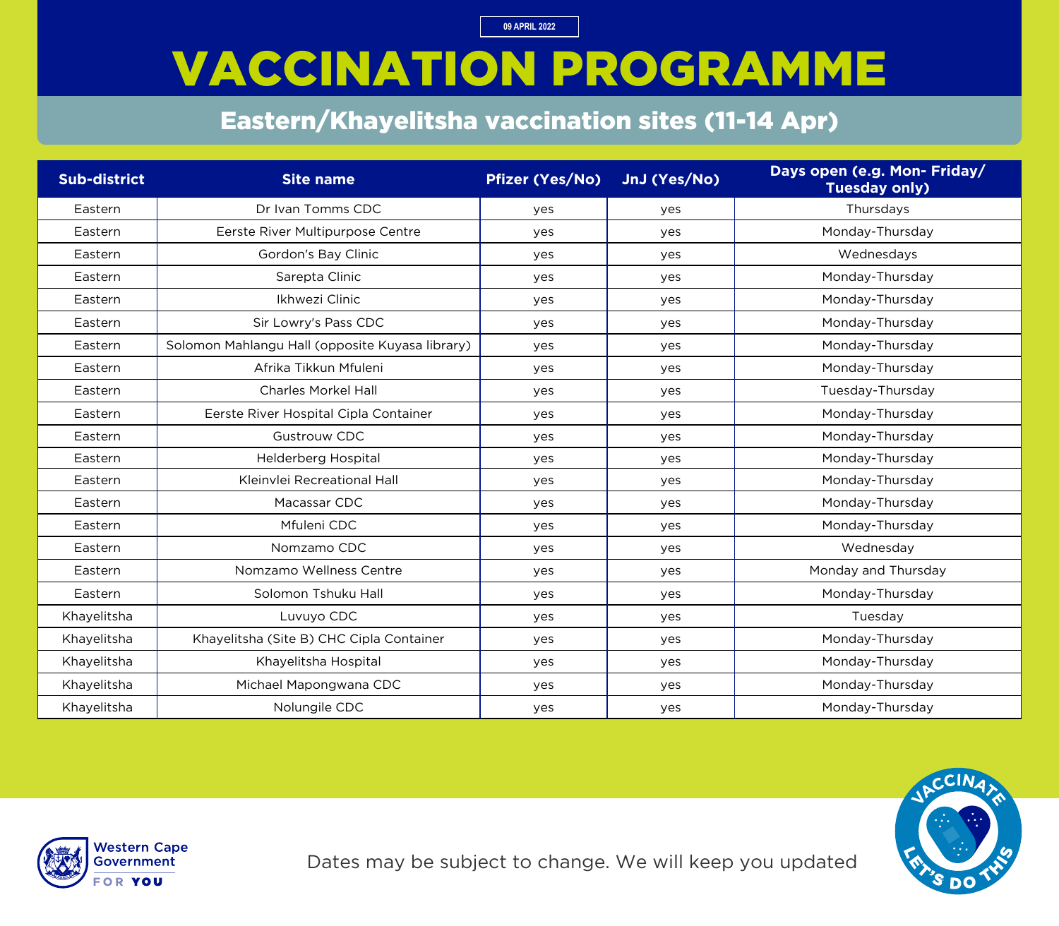09 APRIL 2022

# VACCINATION PROGRAMME

## Eastern/Khayelitsha vaccination sites (11-14 Apr)

| Sub-district | Site name | Pfizer (Yes/No) | JnJ (Yes/No) | Days open (e.g. Mon- Friday/ Tuesday only) |
|---|---|---|---|---|
| Eastern | Dr Ivan Tomms CDC | yes | yes | Thursdays |
| Eastern | Eerste River Multipurpose Centre | yes | yes | Monday-Thursday |
| Eastern | Gordon's Bay Clinic | yes | yes | Wednesdays |
| Eastern | Sarepta Clinic | yes | yes | Monday-Thursday |
| Eastern | Ikhwezi Clinic | yes | yes | Monday-Thursday |
| Eastern | Sir Lowry's Pass CDC | yes | yes | Monday-Thursday |
| Eastern | Solomon Mahlangu Hall (opposite Kuyasa library) | yes | yes | Monday-Thursday |
| Eastern | Afrika Tikkun Mfuleni | yes | yes | Monday-Thursday |
| Eastern | Charles Morkel Hall | yes | yes | Tuesday-Thursday |
| Eastern | Eerste River Hospital Cipla Container | yes | yes | Monday-Thursday |
| Eastern | Gustrouw CDC | yes | yes | Monday-Thursday |
| Eastern | Helderberg Hospital | yes | yes | Monday-Thursday |
| Eastern | Kleinvlei Recreational Hall | yes | yes | Monday-Thursday |
| Eastern | Macassar CDC | yes | yes | Monday-Thursday |
| Eastern | Mfuleni CDC | yes | yes | Monday-Thursday |
| Eastern | Nomzamo CDC | yes | yes | Wednesday |
| Eastern | Nomzamo Wellness Centre | yes | yes | Monday and Thursday |
| Eastern | Solomon Tshuku Hall | yes | yes | Monday-Thursday |
| Khayelitsha | Luvuyo CDC | yes | yes | Tuesday |
| Khayelitsha | Khayelitsha (Site B) CHC Cipla Container | yes | yes | Monday-Thursday |
| Khayelitsha | Khayelitsha Hospital | yes | yes | Monday-Thursday |
| Khayelitsha | Michael Mapongwana CDC | yes | yes | Monday-Thursday |
| Khayelitsha | Nolungile CDC | yes | yes | Monday-Thursday |

Western Cape Government FOR YOU

Dates may be subject to change. We will keep you updated

VACCINATE LET'S DO THIS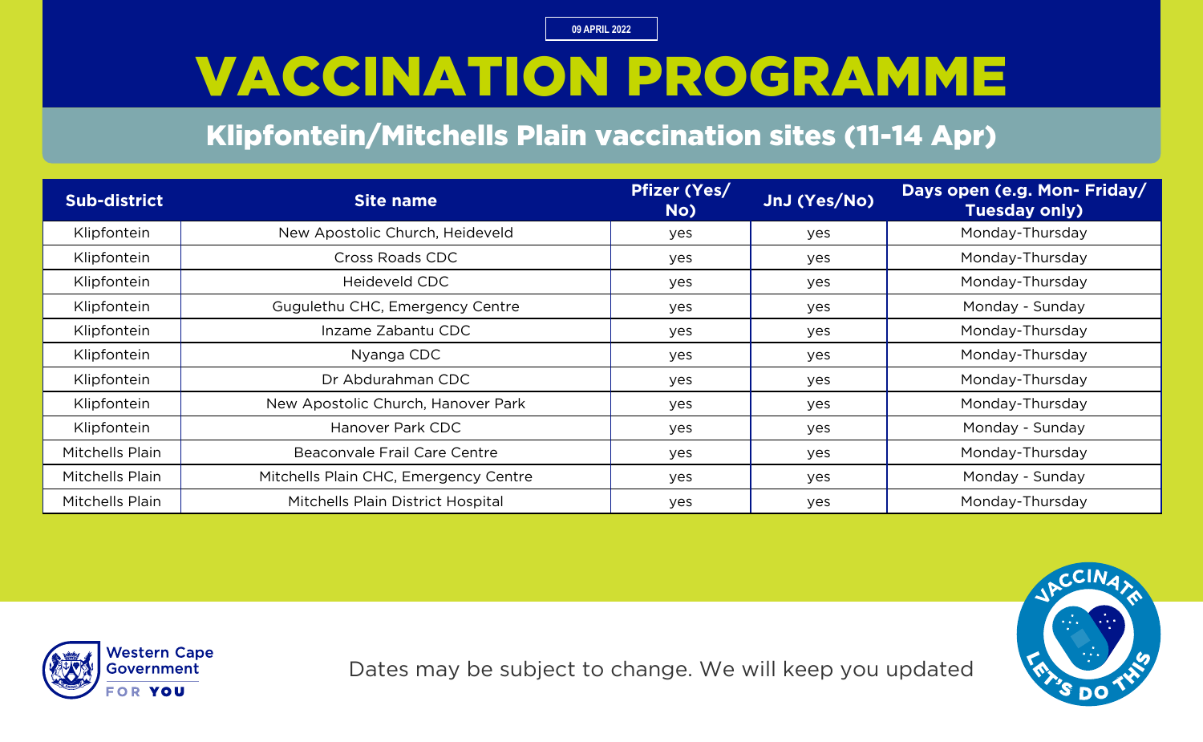09 APRIL 2022

# VACCINATION PROGRAMME

## Klipfontein/Mitchells Plain vaccination sites (11-14 Apr)

| Sub-district | Site name | Pfizer (Yes/ No) | JnJ (Yes/No) | Days open (e.g. Mon- Friday/ Tuesday only) |
|---|---|---|---|---|
| Klipfontein | New Apostolic Church, Heideveld | yes | yes | Monday-Thursday |
| Klipfontein | Cross Roads CDC | yes | yes | Monday-Thursday |
| Klipfontein | Heideveld CDC | yes | yes | Monday-Thursday |
| Klipfontein | Gugulethu CHC, Emergency Centre | yes | yes | Monday - Sunday |
| Klipfontein | Inzame Zabantu CDC | yes | yes | Monday-Thursday |
| Klipfontein | Nyanga CDC | yes | yes | Monday-Thursday |
| Klipfontein | Dr Abdurahman CDC | yes | yes | Monday-Thursday |
| Klipfontein | New Apostolic Church, Hanover Park | yes | yes | Monday-Thursday |
| Klipfontein | Hanover Park CDC | yes | yes | Monday - Sunday |
| Mitchells Plain | Beaconvale Frail Care Centre | yes | yes | Monday-Thursday |
| Mitchells Plain | Mitchells Plain CHC, Emergency Centre | yes | yes | Monday - Sunday |
| Mitchells Plain | Mitchells Plain District Hospital | yes | yes | Monday-Thursday |

Western Cape Government FOR YOU

Dates may be subject to change. We will keep you updated

VACCINATE LET'S DO THIS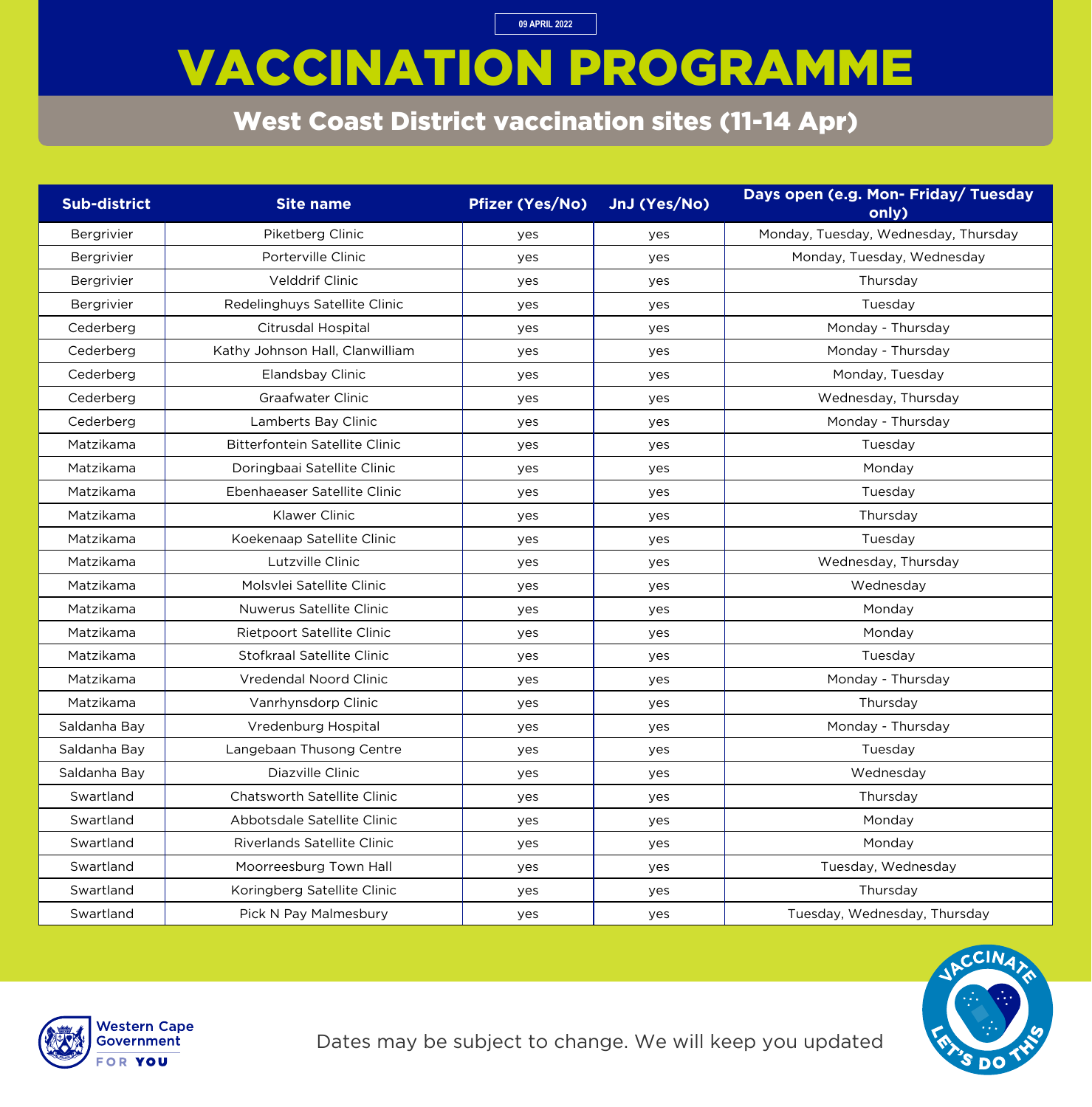09 APRIL 2022

# VACCINATION PROGRAMME

## West Coast District vaccination sites (11-14 Apr)

| Sub-district | Site name | Pfizer (Yes/No) | JnJ (Yes/No) | Days open (e.g. Mon- Friday/ Tuesday only) |
|---|---|---|---|---|
| Bergrivier | Piketberg Clinic | yes | yes | Monday, Tuesday, Wednesday, Thursday |
| Bergrivier | Porterville Clinic | yes | yes | Monday, Tuesday, Wednesday |
| Bergrivier | Velddrif Clinic | yes | yes | Thursday |
| Bergrivier | Redelinghuys Satellite Clinic | yes | yes | Tuesday |
| Cederberg | Citrusdal Hospital | yes | yes | Monday - Thursday |
| Cederberg | Kathy Johnson Hall, Clanwilliam | yes | yes | Monday - Thursday |
| Cederberg | Elandsbay Clinic | yes | yes | Monday, Tuesday |
| Cederberg | Graafwater Clinic | yes | yes | Wednesday, Thursday |
| Cederberg | Lamberts Bay Clinic | yes | yes | Monday - Thursday |
| Matzikama | Bitterfontein Satellite Clinic | yes | yes | Tuesday |
| Matzikama | Doringbaai Satellite Clinic | yes | yes | Monday |
| Matzikama | Ebenhaeaser Satellite Clinic | yes | yes | Tuesday |
| Matzikama | Klawer Clinic | yes | yes | Thursday |
| Matzikama | Koekenaap Satellite Clinic | yes | yes | Tuesday |
| Matzikama | Lutzville Clinic | yes | yes | Wednesday, Thursday |
| Matzikama | Molsvlei Satellite Clinic | yes | yes | Wednesday |
| Matzikama | Nuwerus Satellite Clinic | yes | yes | Monday |
| Matzikama | Rietpoort Satellite Clinic | yes | yes | Monday |
| Matzikama | Stofkraal Satellite Clinic | yes | yes | Tuesday |
| Matzikama | Vredendal Noord Clinic | yes | yes | Monday - Thursday |
| Matzikama | Vanrhynsdorp Clinic | yes | yes | Thursday |
| Saldanha Bay | Vredenburg Hospital | yes | yes | Monday - Thursday |
| Saldanha Bay | Langebaan Thusong Centre | yes | yes | Tuesday |
| Saldanha Bay | Diazville Clinic | yes | yes | Wednesday |
| Swartland | Chatsworth Satellite Clinic | yes | yes | Thursday |
| Swartland | Abbotsdale Satellite Clinic | yes | yes | Monday |
| Swartland | Riverlands Satellite Clinic | yes | yes | Monday |
| Swartland | Moorreesburg Town Hall | yes | yes | Tuesday, Wednesday |
| Swartland | Koringberg Satellite Clinic | yes | yes | Thursday |
| Swartland | Pick N Pay Malmesbury | yes | yes | Tuesday, Wednesday, Thursday |

Western Cape Government
FOR YOU

Dates may be subject to change. We will keep you updated

VACCINATE LET'S DO THIS